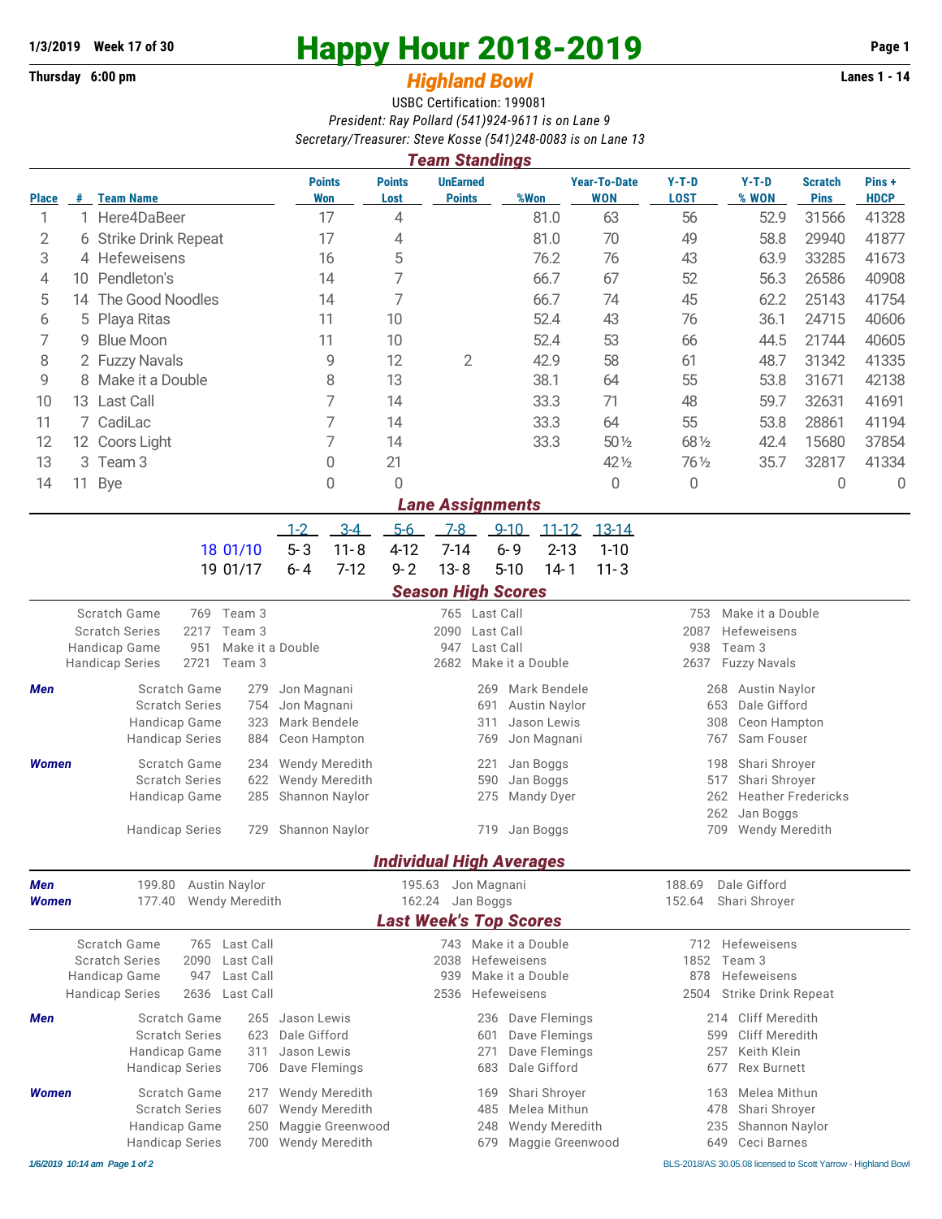1/3/2019 Week 17 of 30

Thursday 6:00 pm

# Happy Hour 2018-2019

## Highland Bowl

Lanes 1 - 14

USBC Certification: 199081

*President: Ray Pollard (541)924-9611 is on Lane 9*

*Secretary/Treasurer: Steve Kosse (541)248-0083 is on Lane 13*

### Team Standings

| Place | # | Team Name | Points Won | Points Lost | UnEarned Points | %Won | Year-To-Date WON | Y-T-D LOST | Y-T-D % WON | Scratch Pins | Pins + HDCP |
|---|---|---|---|---|---|---|---|---|---|---|---|
| 1 | 1 | Here4DaBeer | 17 | 4 | | 81.0 | 63 | 56 | 52.9 | 31566 | 41328 |
| 2 | 6 | Strike Drink Repeat | 17 | 4 | | 81.0 | 70 | 49 | 58.8 | 29940 | 41877 |
| 3 | 4 | Hefeweisens | 16 | 5 | | 76.2 | 76 | 43 | 63.9 | 33285 | 41673 |
| 4 | 10 | Pendleton's | 14 | 7 | | 66.7 | 67 | 52 | 56.3 | 26586 | 40908 |
| 5 | 14 | The Good Noodles | 14 | 7 | | 66.7 | 74 | 45 | 62.2 | 25143 | 41754 |
| 6 | 5 | Playa Ritas | 11 | 10 | | 52.4 | 43 | 76 | 36.1 | 24715 | 40606 |
| 7 | 9 | Blue Moon | 11 | 10 | | 52.4 | 53 | 66 | 44.5 | 21744 | 40605 |
| 8 | 2 | Fuzzy Navals | 9 | 12 | 2 | 42.9 | 58 | 61 | 48.7 | 31342 | 41335 |
| 9 | 8 | Make it a Double | 8 | 13 | | 38.1 | 64 | 55 | 53.8 | 31671 | 42138 |
| 10 | 13 | Last Call | 7 | 14 | | 33.3 | 71 | 48 | 59.7 | 32631 | 41691 |
| 11 | 7 | CadiLac | 7 | 14 | | 33.3 | 64 | 55 | 53.8 | 28861 | 41194 |
| 12 | 12 | Coors Light | 7 | 14 | | 33.3 | 50½ | 68½ | 42.4 | 15680 | 37854 |
| 13 | 3 | Team 3 | 0 | 21 | | | 42½ | 76½ | 35.7 | 32817 | 41334 |
| 14 | 11 | Bye | 0 | 0 | | | 0 | 0 | | 0 | 0 |

### Lane Assignments

| | 1-2 | 3-4 | 5-6 | 7-8 | 9-10 | 11-12 | 13-14 |
|---|---|---|---|---|---|---|---|
| 18 01/10 | 5-3 | 11-8 | 4-12 | 7-14 | 6-9 | 2-13 | 1-10 |
| 19 01/17 | 6-4 | 7-12 | 9-2 | 13-8 | 5-10 | 14-1 | 11-3 |

### Season High Scores

| | | | | | | |
|---|---|---|---|---|---|---|
| Scratch Game | 769 | Team 3 | 765 | Last Call | 753 | Make it a Double |
| Scratch Series | 2217 | Team 3 | 2090 | Last Call | 2087 | Hefeweisens |
| Handicap Game | 951 | Make it a Double | 947 | Last Call | 938 | Team 3 |
| Handicap Series | 2721 | Team 3 | 2682 | Make it a Double | 2637 | Fuzzy Navals |

**Men**

| | | | | | | |
|---|---|---|---|---|---|---|
| Scratch Game | 279 | Jon Magnani | 269 | Mark Bendele | 268 | Austin Naylor |
| Scratch Series | 754 | Jon Magnani | 691 | Austin Naylor | 653 | Dale Gifford |
| Handicap Game | 323 | Mark Bendele | 311 | Jason Lewis | 308 | Ceon Hampton |
| Handicap Series | 884 | Ceon Hampton | 769 | Jon Magnani | 767 | Sam Fouser |

**Women**

| | | | | | | |
|---|---|---|---|---|---|---|
| Scratch Game | 234 | Wendy Meredith | 221 | Jan Boggs | 198 | Shari Shroyer |
| Scratch Series | 622 | Wendy Meredith | 590 | Jan Boggs | 517 | Shari Shroyer |
| Handicap Game | 285 | Shannon Naylor | 275 | Mandy Dyer | 262 | Heather Fredericks |
| | | | | | 262 | Jan Boggs |
| Handicap Series | 729 | Shannon Naylor | 719 | Jan Boggs | 709 | Wendy Meredith |

### Individual High Averages

| | | | | | | |
|---|---|---|---|---|---|---|
| **Men** | 199.80 | Austin Naylor | 195.63 | Jon Magnani | 188.69 | Dale Gifford |
| **Women** | 177.40 | Wendy Meredith | 162.24 | Jan Boggs | 152.64 | Shari Shroyer |

### Last Week's Top Scores

| | | | | | | |
|---|---|---|---|---|---|---|
| Scratch Game | 765 | Last Call | 743 | Make it a Double | 712 | Hefeweisens |
| Scratch Series | 2090 | Last Call | 2038 | Hefeweisens | 1852 | Team 3 |
| Handicap Game | 947 | Last Call | 939 | Make it a Double | 878 | Hefeweisens |
| Handicap Series | 2636 | Last Call | 2536 | Hefeweisens | 2504 | Strike Drink Repeat |

**Men**

| | | | | | | |
|---|---|---|---|---|---|---|
| Scratch Game | 265 | Jason Lewis | 236 | Dave Flemings | 214 | Cliff Meredith |
| Scratch Series | 623 | Dale Gifford | 601 | Dave Flemings | 599 | Cliff Meredith |
| Handicap Game | 311 | Jason Lewis | 271 | Dave Flemings | 257 | Keith Klein |
| Handicap Series | 706 | Dave Flemings | 683 | Dale Gifford | 677 | Rex Burnett |

**Women**

| | | | | | | |
|---|---|---|---|---|---|---|
| Scratch Game | 217 | Wendy Meredith | 169 | Shari Shroyer | 163 | Melea Mithun |
| Scratch Series | 607 | Wendy Meredith | 485 | Melea Mithun | 478 | Shari Shroyer |
| Handicap Game | 250 | Maggie Greenwood | 248 | Wendy Meredith | 235 | Shannon Naylor |
| Handicap Series | 700 | Wendy Meredith | 679 | Maggie Greenwood | 649 | Ceci Barnes |

*1/6/2019 10:14 am*

BLS-2018/AS 30.05.08 licensed to Scott Yarrow - Highland Bowl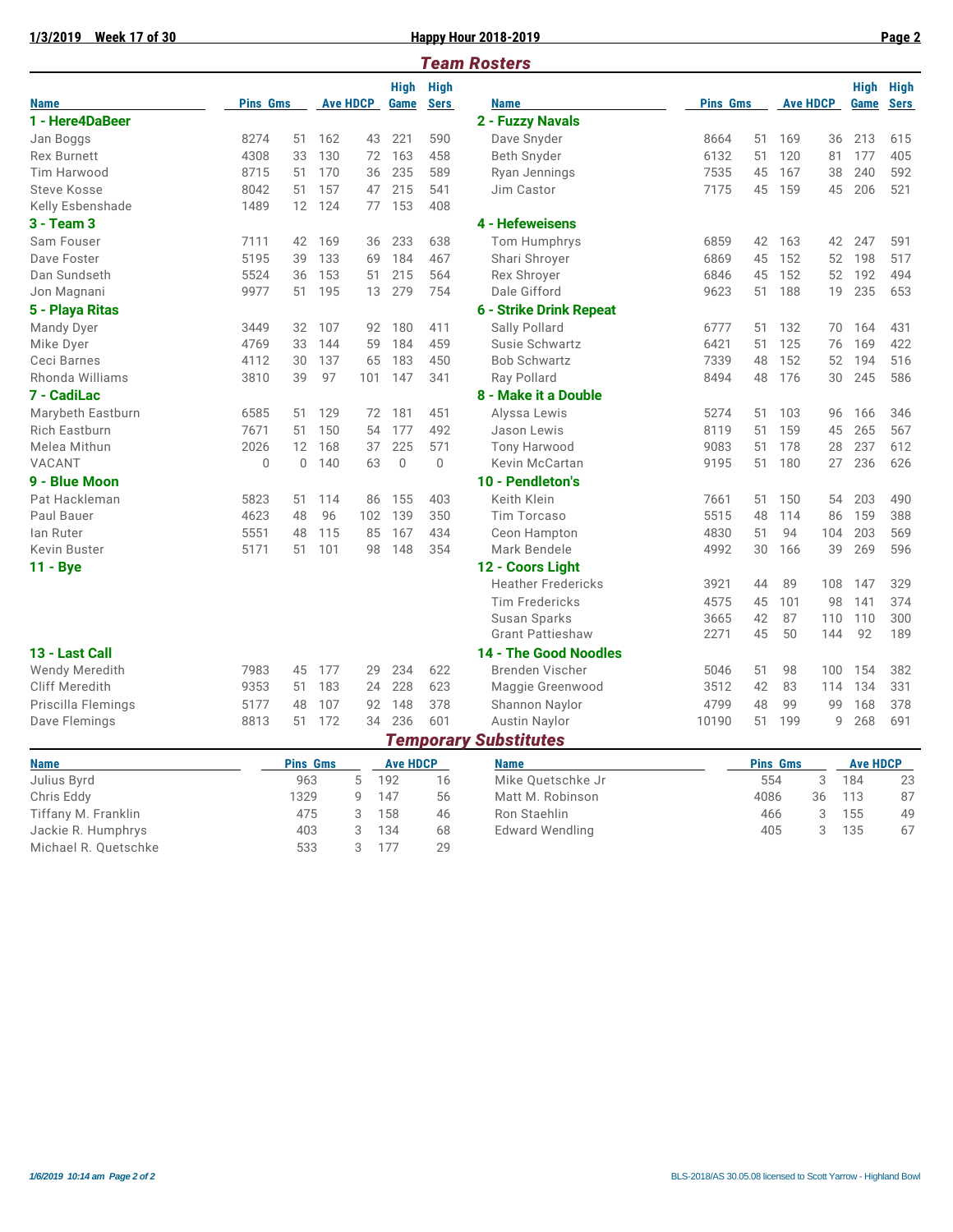## Team Rosters

| Name | Pins | Gms | Ave | HDCP | High Game | High Sers | Name | Pins | Gms | Ave | HDCP | High Game | High Sers |
|---|---|---|---|---|---|---|---|---|---|---|---|---|---|
| **1 - Here4DaBeer** | | | | | | | **2 - Fuzzy Navals** | | | | | | |
| Jan Boggs | 8274 | 51 | 162 | 43 | 221 | 590 | Dave Snyder | 8664 | 51 | 169 | 36 | 213 | 615 |
| Rex Burnett | 4308 | 33 | 130 | 72 | 163 | 458 | Beth Snyder | 6132 | 51 | 120 | 81 | 177 | 405 |
| Tim Harwood | 8715 | 51 | 170 | 36 | 235 | 589 | Ryan Jennings | 7535 | 45 | 167 | 38 | 240 | 592 |
| Steve Kosse | 8042 | 51 | 157 | 47 | 215 | 541 | Jim Castor | 7175 | 45 | 159 | 45 | 206 | 521 |
| Kelly Esbenshade | 1489 | 12 | 124 | 77 | 153 | 408 | | | | | | | |
| **3 - Team 3** | | | | | | | **4 - Hefeweisens** | | | | | | |
| Sam Fouser | 7111 | 42 | 169 | 36 | 233 | 638 | Tom Humphrys | 6859 | 42 | 163 | 42 | 247 | 591 |
| Dave Foster | 5195 | 39 | 133 | 69 | 184 | 467 | Shari Shroyer | 6869 | 45 | 152 | 52 | 198 | 517 |
| Dan Sundseth | 5524 | 36 | 153 | 51 | 215 | 564 | Rex Shroyer | 6846 | 45 | 152 | 52 | 192 | 494 |
| Jon Magnani | 9977 | 51 | 195 | 13 | 279 | 754 | Dale Gifford | 9623 | 51 | 188 | 19 | 235 | 653 |
| **5 - Playa Ritas** | | | | | | | **6 - Strike Drink Repeat** | | | | | | |
| Mandy Dyer | 3449 | 32 | 107 | 92 | 180 | 411 | Sally Pollard | 6777 | 51 | 132 | 70 | 164 | 431 |
| Mike Dyer | 4769 | 33 | 144 | 59 | 184 | 459 | Susie Schwartz | 6421 | 51 | 125 | 76 | 169 | 422 |
| Ceci Barnes | 4112 | 30 | 137 | 65 | 183 | 450 | Bob Schwartz | 7339 | 48 | 152 | 52 | 194 | 516 |
| Rhonda Williams | 3810 | 39 | 97 | 101 | 147 | 341 | Ray Pollard | 8494 | 48 | 176 | 30 | 245 | 586 |
| **7 - CadiLac** | | | | | | | **8 - Make it a Double** | | | | | | |
| Marybeth Eastburn | 6585 | 51 | 129 | 72 | 181 | 451 | Alyssa Lewis | 5274 | 51 | 103 | 96 | 166 | 346 |
| Rich Eastburn | 7671 | 51 | 150 | 54 | 177 | 492 | Jason Lewis | 8119 | 51 | 159 | 45 | 265 | 567 |
| Melea Mithun | 2026 | 12 | 168 | 37 | 225 | 571 | Tony Harwood | 9083 | 51 | 178 | 28 | 237 | 612 |
| VACANT | 0 | 0 | 140 | 63 | 0 | 0 | Kevin McCartan | 9195 | 51 | 180 | 27 | 236 | 626 |
| **9 - Blue Moon** | | | | | | | **10 - Pendleton's** | | | | | | |
| Pat Hackleman | 5823 | 51 | 114 | 86 | 155 | 403 | Keith Klein | 7661 | 51 | 150 | 54 | 203 | 490 |
| Paul Bauer | 4623 | 48 | 96 | 102 | 139 | 350 | Tim Torcaso | 5515 | 48 | 114 | 86 | 159 | 388 |
| Ian Ruter | 5551 | 48 | 115 | 85 | 167 | 434 | Ceon Hampton | 4830 | 51 | 94 | 104 | 203 | 569 |
| Kevin Buster | 5171 | 51 | 101 | 98 | 148 | 354 | Mark Bendele | 4992 | 30 | 166 | 39 | 269 | 596 |
| **11 - Bye** | | | | | | | **12 - Coors Light** | | | | | | |
| | | | | | | | Heather Fredericks | 3921 | 44 | 89 | 108 | 147 | 329 |
| | | | | | | | Tim Fredericks | 4575 | 45 | 101 | 98 | 141 | 374 |
| | | | | | | | Susan Sparks | 3665 | 42 | 87 | 110 | 110 | 300 |
| | | | | | | | Grant Pattieshaw | 2271 | 45 | 50 | 144 | 92 | 189 |
| **13 - Last Call** | | | | | | | **14 - The Good Noodles** | | | | | | |
| Wendy Meredith | 7983 | 45 | 177 | 29 | 234 | 622 | Brenden Vischer | 5046 | 51 | 98 | 100 | 154 | 382 |
| Cliff Meredith | 9353 | 51 | 183 | 24 | 228 | 623 | Maggie Greenwood | 3512 | 42 | 83 | 114 | 134 | 331 |
| Priscilla Flemings | 5177 | 48 | 107 | 92 | 148 | 378 | Shannon Naylor | 4799 | 48 | 99 | 99 | 168 | 378 |
| Dave Flemings | 8813 | 51 | 172 | 34 | 236 | 601 | Austin Naylor | 10190 | 51 | 199 | 9 | 268 | 691 |

## Temporary Substitutes

| Name | Pins | Gms | Ave | HDCP | Name | Pins | Gms | Ave | HDCP |
|---|---|---|---|---|---|---|---|---|---|
| Julius Byrd | 963 | 5 | 192 | 16 | Mike Quetschke Jr | 554 | 3 | 184 | 23 |
| Chris Eddy | 1329 | 9 | 147 | 56 | Matt M. Robinson | 4086 | 36 | 113 | 87 |
| Tiffany M. Franklin | 475 | 3 | 158 | 46 | Ron Staehlin | 466 | 3 | 155 | 49 |
| Jackie R. Humphrys | 403 | 3 | 134 | 68 | Edward Wendling | 405 | 3 | 135 | 67 |
| Michael R. Quetschke | 533 | 3 | 177 | 29 | | | | | |